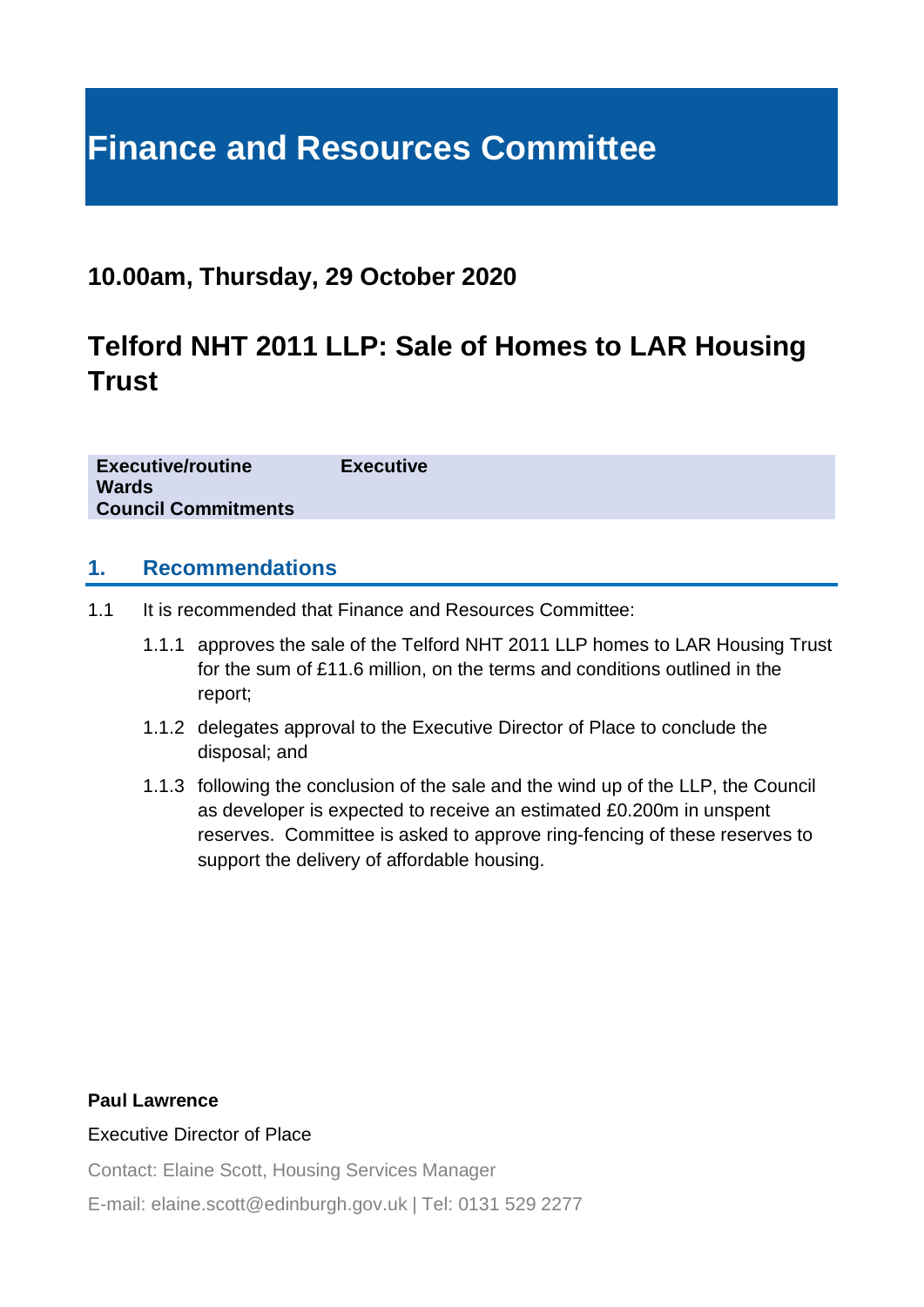# Finance and Resources Committee

## 10.00am, Thursday, 29 October 2020

## Telford NHT 2011 LLP: Sale of Homes to LAR Housing Trust

| | |
|---|---|
| **Executive/routine** | **Executive** |
| **Wards** | |
| **Council Commitments** | |

## 1. Recommendations

1.1 It is recommended that Finance and Resources Committee:

1.1.1 approves the sale of the Telford NHT 2011 LLP homes to LAR Housing Trust for the sum of £11.6 million, on the terms and conditions outlined in the report;

1.1.2 delegates approval to the Executive Director of Place to conclude the disposal; and

1.1.3 following the conclusion of the sale and the wind up of the LLP, the Council as developer is expected to receive an estimated £0.200m in unspent reserves. Committee is asked to approve ring-fencing of these reserves to support the delivery of affordable housing.

**Paul Lawrence**

Executive Director of Place

Contact: Elaine Scott, Housing Services Manager

E-mail: elaine.scott@edinburgh.gov.uk | Tel: 0131 529 2277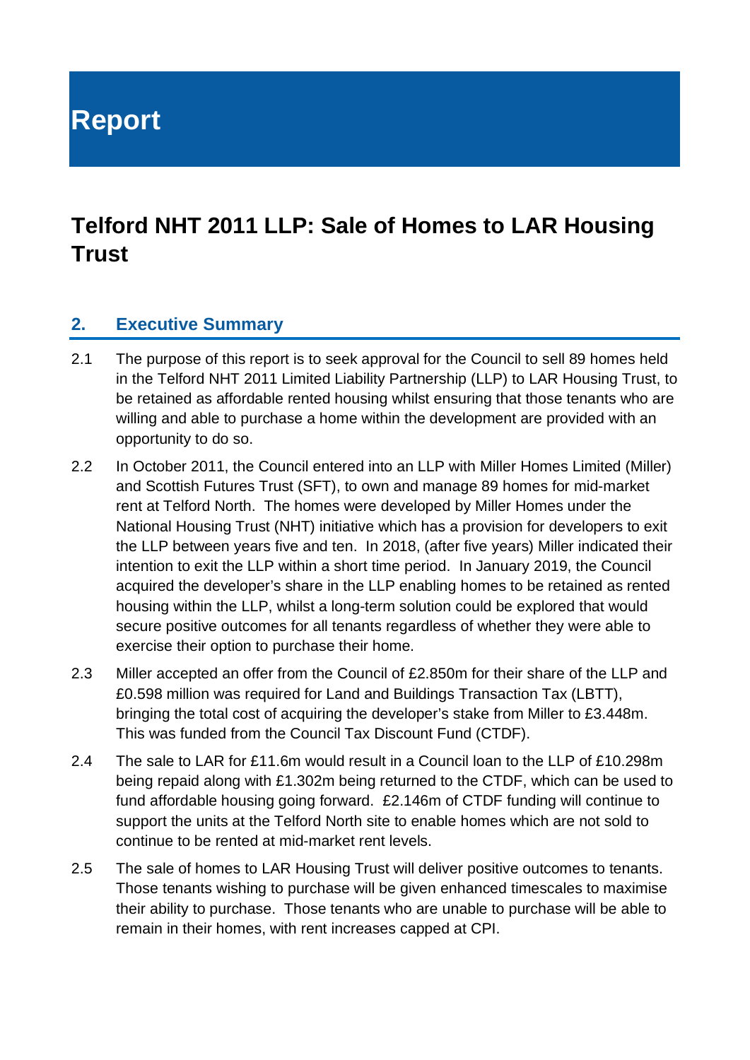# Report

## Telford NHT 2011 LLP: Sale of Homes to LAR Housing Trust

### 2. Executive Summary

2.1 The purpose of this report is to seek approval for the Council to sell 89 homes held in the Telford NHT 2011 Limited Liability Partnership (LLP) to LAR Housing Trust, to be retained as affordable rented housing whilst ensuring that those tenants who are willing and able to purchase a home within the development are provided with an opportunity to do so.

2.2 In October 2011, the Council entered into an LLP with Miller Homes Limited (Miller) and Scottish Futures Trust (SFT), to own and manage 89 homes for mid-market rent at Telford North. The homes were developed by Miller Homes under the National Housing Trust (NHT) initiative which has a provision for developers to exit the LLP between years five and ten. In 2018, (after five years) Miller indicated their intention to exit the LLP within a short time period. In January 2019, the Council acquired the developer's share in the LLP enabling homes to be retained as rented housing within the LLP, whilst a long-term solution could be explored that would secure positive outcomes for all tenants regardless of whether they were able to exercise their option to purchase their home.

2.3 Miller accepted an offer from the Council of £2.850m for their share of the LLP and £0.598 million was required for Land and Buildings Transaction Tax (LBTT), bringing the total cost of acquiring the developer's stake from Miller to £3.448m. This was funded from the Council Tax Discount Fund (CTDF).

2.4 The sale to LAR for £11.6m would result in a Council loan to the LLP of £10.298m being repaid along with £1.302m being returned to the CTDF, which can be used to fund affordable housing going forward. £2.146m of CTDF funding will continue to support the units at the Telford North site to enable homes which are not sold to continue to be rented at mid-market rent levels.

2.5 The sale of homes to LAR Housing Trust will deliver positive outcomes to tenants. Those tenants wishing to purchase will be given enhanced timescales to maximise their ability to purchase. Those tenants who are unable to purchase will be able to remain in their homes, with rent increases capped at CPI.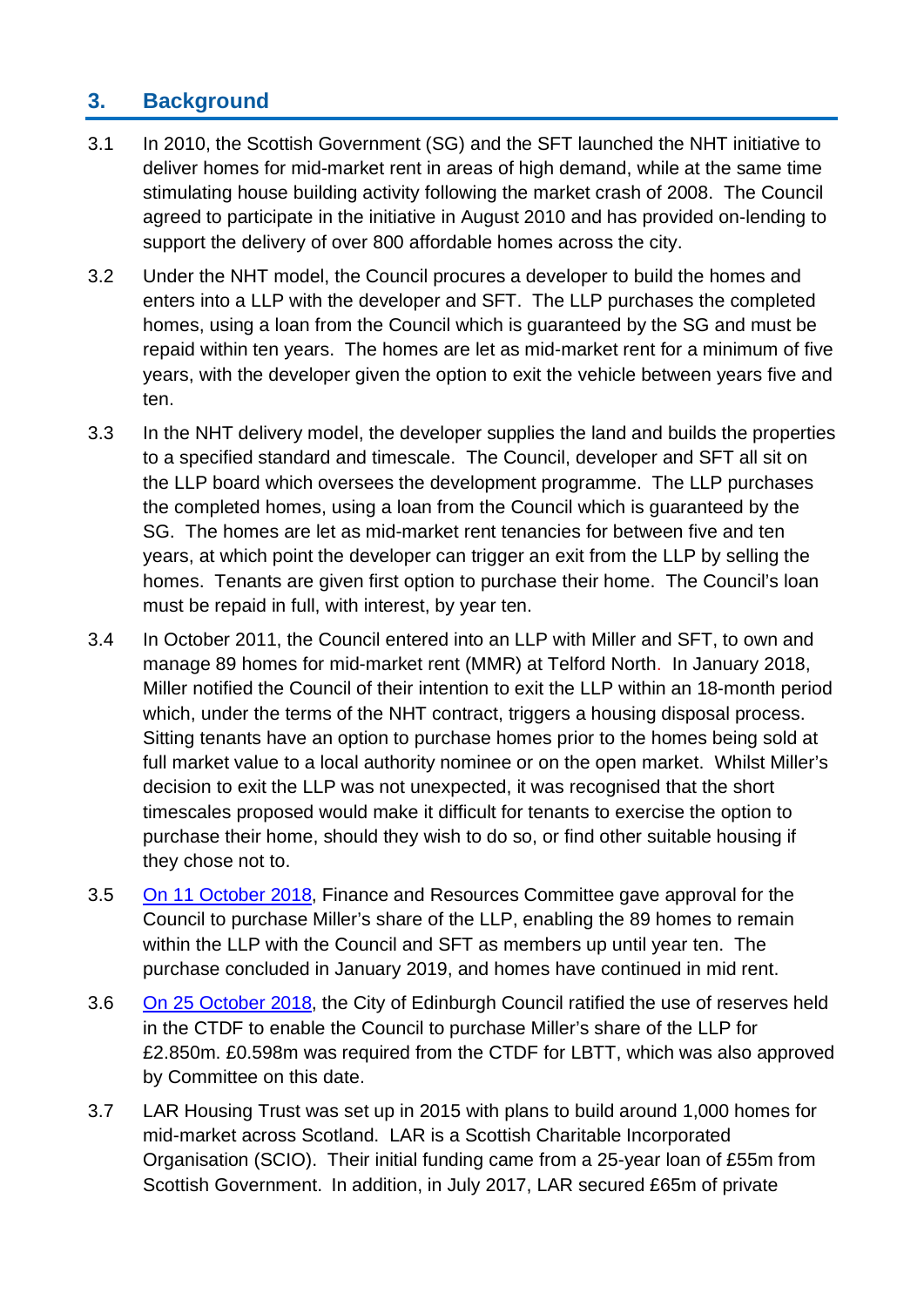## 3. Background

3.1 In 2010, the Scottish Government (SG) and the SFT launched the NHT initiative to deliver homes for mid-market rent in areas of high demand, while at the same time stimulating house building activity following the market crash of 2008. The Council agreed to participate in the initiative in August 2010 and has provided on-lending to support the delivery of over 800 affordable homes across the city.

3.2 Under the NHT model, the Council procures a developer to build the homes and enters into a LLP with the developer and SFT. The LLP purchases the completed homes, using a loan from the Council which is guaranteed by the SG and must be repaid within ten years. The homes are let as mid-market rent for a minimum of five years, with the developer given the option to exit the vehicle between years five and ten.

3.3 In the NHT delivery model, the developer supplies the land and builds the properties to a specified standard and timescale. The Council, developer and SFT all sit on the LLP board which oversees the development programme. The LLP purchases the completed homes, using a loan from the Council which is guaranteed by the SG. The homes are let as mid-market rent tenancies for between five and ten years, at which point the developer can trigger an exit from the LLP by selling the homes. Tenants are given first option to purchase their home. The Council's loan must be repaid in full, with interest, by year ten.

3.4 In October 2011, the Council entered into an LLP with Miller and SFT, to own and manage 89 homes for mid-market rent (MMR) at Telford North. In January 2018, Miller notified the Council of their intention to exit the LLP within an 18-month period which, under the terms of the NHT contract, triggers a housing disposal process. Sitting tenants have an option to purchase homes prior to the homes being sold at full market value to a local authority nominee or on the open market. Whilst Miller's decision to exit the LLP was not unexpected, it was recognised that the short timescales proposed would make it difficult for tenants to exercise the option to purchase their home, should they wish to do so, or find other suitable housing if they chose not to.

3.5 [On 11 October 2018], Finance and Resources Committee gave approval for the Council to purchase Miller's share of the LLP, enabling the 89 homes to remain within the LLP with the Council and SFT as members up until year ten. The purchase concluded in January 2019, and homes have continued in mid rent.

3.6 [On 25 October 2018], the City of Edinburgh Council ratified the use of reserves held in the CTDF to enable the Council to purchase Miller's share of the LLP for £2.850m. £0.598m was required from the CTDF for LBTT, which was also approved by Committee on this date.

3.7 LAR Housing Trust was set up in 2015 with plans to build around 1,000 homes for mid-market across Scotland. LAR is a Scottish Charitable Incorporated Organisation (SCIO). Their initial funding came from a 25-year loan of £55m from Scottish Government. In addition, in July 2017, LAR secured £65m of private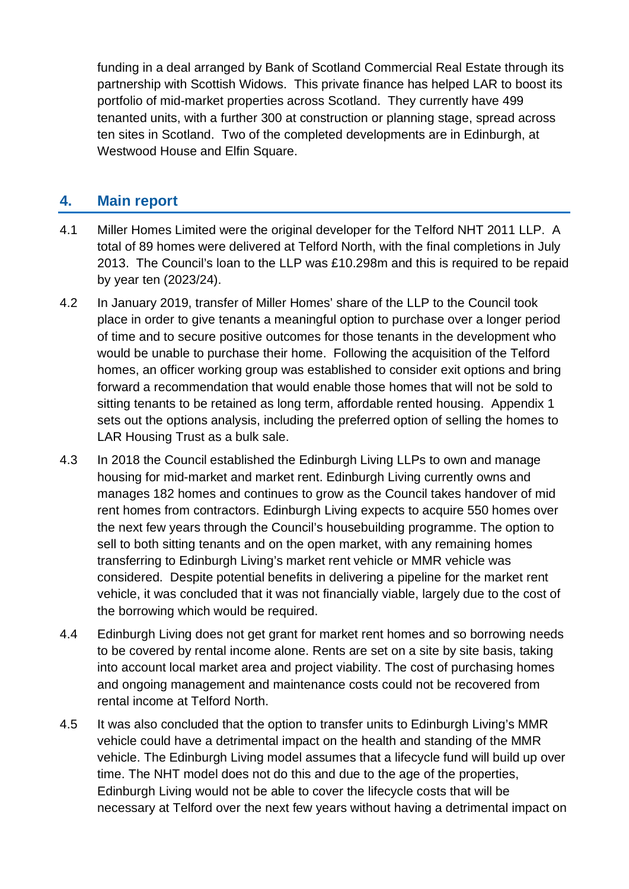funding in a deal arranged by Bank of Scotland Commercial Real Estate through its partnership with Scottish Widows. This private finance has helped LAR to boost its portfolio of mid-market properties across Scotland. They currently have 499 tenanted units, with a further 300 at construction or planning stage, spread across ten sites in Scotland. Two of the completed developments are in Edinburgh, at Westwood House and Elfin Square.

## 4. Main report

4.1 Miller Homes Limited were the original developer for the Telford NHT 2011 LLP. A total of 89 homes were delivered at Telford North, with the final completions in July 2013. The Council's loan to the LLP was £10.298m and this is required to be repaid by year ten (2023/24).

4.2 In January 2019, transfer of Miller Homes' share of the LLP to the Council took place in order to give tenants a meaningful option to purchase over a longer period of time and to secure positive outcomes for those tenants in the development who would be unable to purchase their home. Following the acquisition of the Telford homes, an officer working group was established to consider exit options and bring forward a recommendation that would enable those homes that will not be sold to sitting tenants to be retained as long term, affordable rented housing. Appendix 1 sets out the options analysis, including the preferred option of selling the homes to LAR Housing Trust as a bulk sale.

4.3 In 2018 the Council established the Edinburgh Living LLPs to own and manage housing for mid-market and market rent. Edinburgh Living currently owns and manages 182 homes and continues to grow as the Council takes handover of mid rent homes from contractors. Edinburgh Living expects to acquire 550 homes over the next few years through the Council's housebuilding programme. The option to sell to both sitting tenants and on the open market, with any remaining homes transferring to Edinburgh Living's market rent vehicle or MMR vehicle was considered. Despite potential benefits in delivering a pipeline for the market rent vehicle, it was concluded that it was not financially viable, largely due to the cost of the borrowing which would be required.

4.4 Edinburgh Living does not get grant for market rent homes and so borrowing needs to be covered by rental income alone. Rents are set on a site by site basis, taking into account local market area and project viability. The cost of purchasing homes and ongoing management and maintenance costs could not be recovered from rental income at Telford North.

4.5 It was also concluded that the option to transfer units to Edinburgh Living's MMR vehicle could have a detrimental impact on the health and standing of the MMR vehicle. The Edinburgh Living model assumes that a lifecycle fund will build up over time. The NHT model does not do this and due to the age of the properties, Edinburgh Living would not be able to cover the lifecycle costs that will be necessary at Telford over the next few years without having a detrimental impact on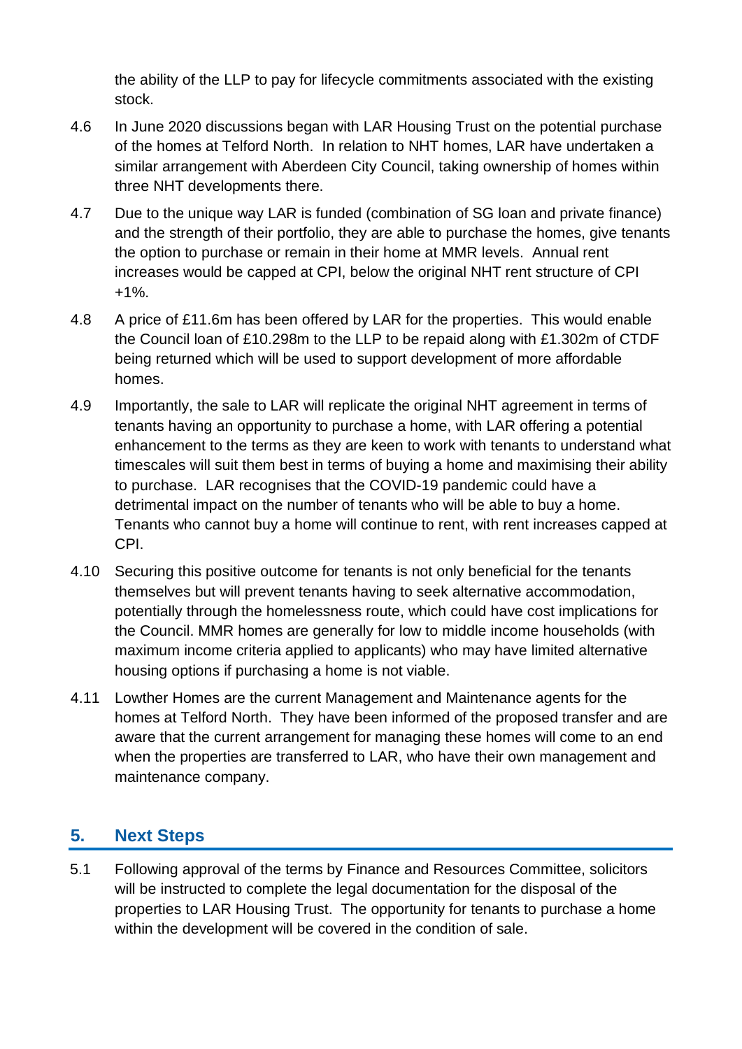the ability of the LLP to pay for lifecycle commitments associated with the existing stock.

4.6 In June 2020 discussions began with LAR Housing Trust on the potential purchase of the homes at Telford North. In relation to NHT homes, LAR have undertaken a similar arrangement with Aberdeen City Council, taking ownership of homes within three NHT developments there.

4.7 Due to the unique way LAR is funded (combination of SG loan and private finance) and the strength of their portfolio, they are able to purchase the homes, give tenants the option to purchase or remain in their home at MMR levels. Annual rent increases would be capped at CPI, below the original NHT rent structure of CPI +1%.

4.8 A price of £11.6m has been offered by LAR for the properties. This would enable the Council loan of £10.298m to the LLP to be repaid along with £1.302m of CTDF being returned which will be used to support development of more affordable homes.

4.9 Importantly, the sale to LAR will replicate the original NHT agreement in terms of tenants having an opportunity to purchase a home, with LAR offering a potential enhancement to the terms as they are keen to work with tenants to understand what timescales will suit them best in terms of buying a home and maximising their ability to purchase. LAR recognises that the COVID-19 pandemic could have a detrimental impact on the number of tenants who will be able to buy a home. Tenants who cannot buy a home will continue to rent, with rent increases capped at CPI.

4.10 Securing this positive outcome for tenants is not only beneficial for the tenants themselves but will prevent tenants having to seek alternative accommodation, potentially through the homelessness route, which could have cost implications for the Council. MMR homes are generally for low to middle income households (with maximum income criteria applied to applicants) who may have limited alternative housing options if purchasing a home is not viable.

4.11 Lowther Homes are the current Management and Maintenance agents for the homes at Telford North. They have been informed of the proposed transfer and are aware that the current arrangement for managing these homes will come to an end when the properties are transferred to LAR, who have their own management and maintenance company.

## 5. Next Steps

5.1 Following approval of the terms by Finance and Resources Committee, solicitors will be instructed to complete the legal documentation for the disposal of the properties to LAR Housing Trust. The opportunity for tenants to purchase a home within the development will be covered in the condition of sale.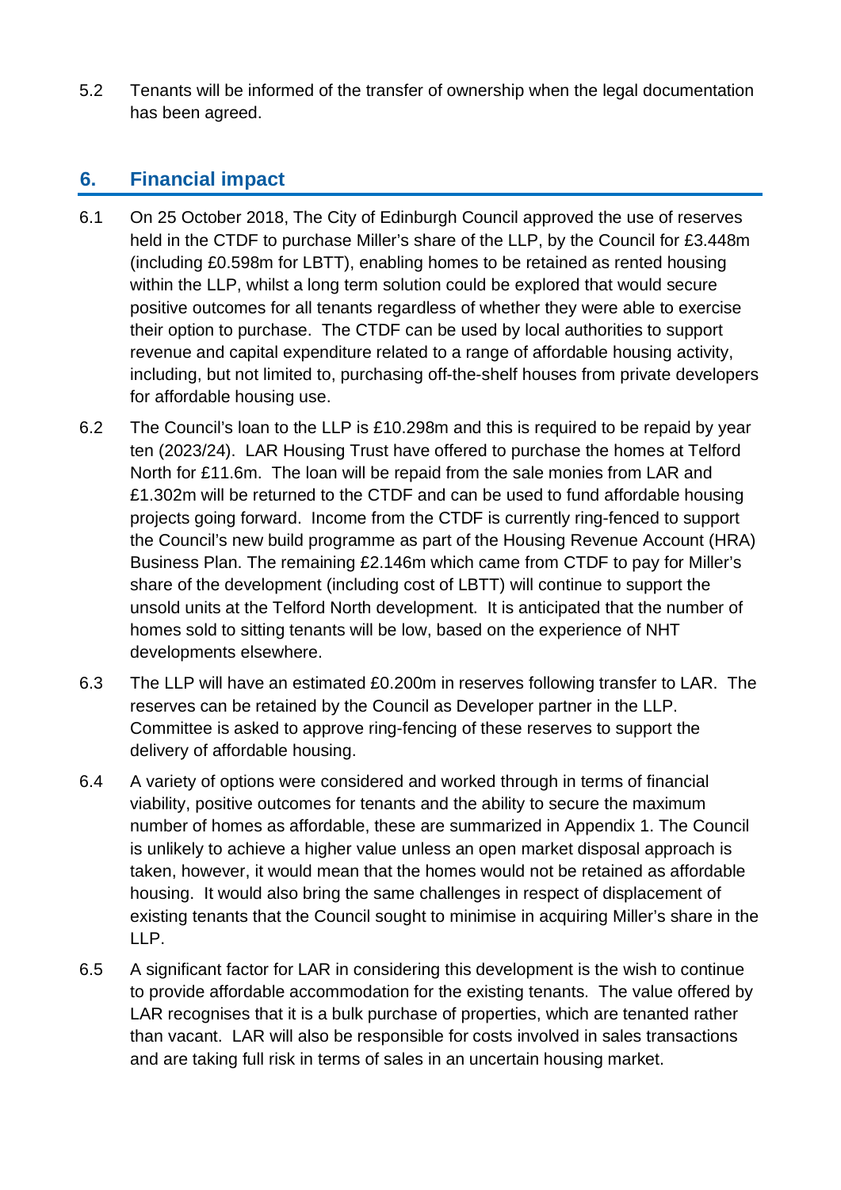5.2 Tenants will be informed of the transfer of ownership when the legal documentation has been agreed.

## 6. Financial impact

6.1 On 25 October 2018, The City of Edinburgh Council approved the use of reserves held in the CTDF to purchase Miller's share of the LLP, by the Council for £3.448m (including £0.598m for LBTT), enabling homes to be retained as rented housing within the LLP, whilst a long term solution could be explored that would secure positive outcomes for all tenants regardless of whether they were able to exercise their option to purchase. The CTDF can be used by local authorities to support revenue and capital expenditure related to a range of affordable housing activity, including, but not limited to, purchasing off-the-shelf houses from private developers for affordable housing use.

6.2 The Council's loan to the LLP is £10.298m and this is required to be repaid by year ten (2023/24). LAR Housing Trust have offered to purchase the homes at Telford North for £11.6m. The loan will be repaid from the sale monies from LAR and £1.302m will be returned to the CTDF and can be used to fund affordable housing projects going forward. Income from the CTDF is currently ring-fenced to support the Council's new build programme as part of the Housing Revenue Account (HRA) Business Plan. The remaining £2.146m which came from CTDF to pay for Miller's share of the development (including cost of LBTT) will continue to support the unsold units at the Telford North development. It is anticipated that the number of homes sold to sitting tenants will be low, based on the experience of NHT developments elsewhere.

6.3 The LLP will have an estimated £0.200m in reserves following transfer to LAR. The reserves can be retained by the Council as Developer partner in the LLP. Committee is asked to approve ring-fencing of these reserves to support the delivery of affordable housing.

6.4 A variety of options were considered and worked through in terms of financial viability, positive outcomes for tenants and the ability to secure the maximum number of homes as affordable, these are summarized in Appendix 1. The Council is unlikely to achieve a higher value unless an open market disposal approach is taken, however, it would mean that the homes would not be retained as affordable housing. It would also bring the same challenges in respect of displacement of existing tenants that the Council sought to minimise in acquiring Miller's share in the LLP.

6.5 A significant factor for LAR in considering this development is the wish to continue to provide affordable accommodation for the existing tenants. The value offered by LAR recognises that it is a bulk purchase of properties, which are tenanted rather than vacant. LAR will also be responsible for costs involved in sales transactions and are taking full risk in terms of sales in an uncertain housing market.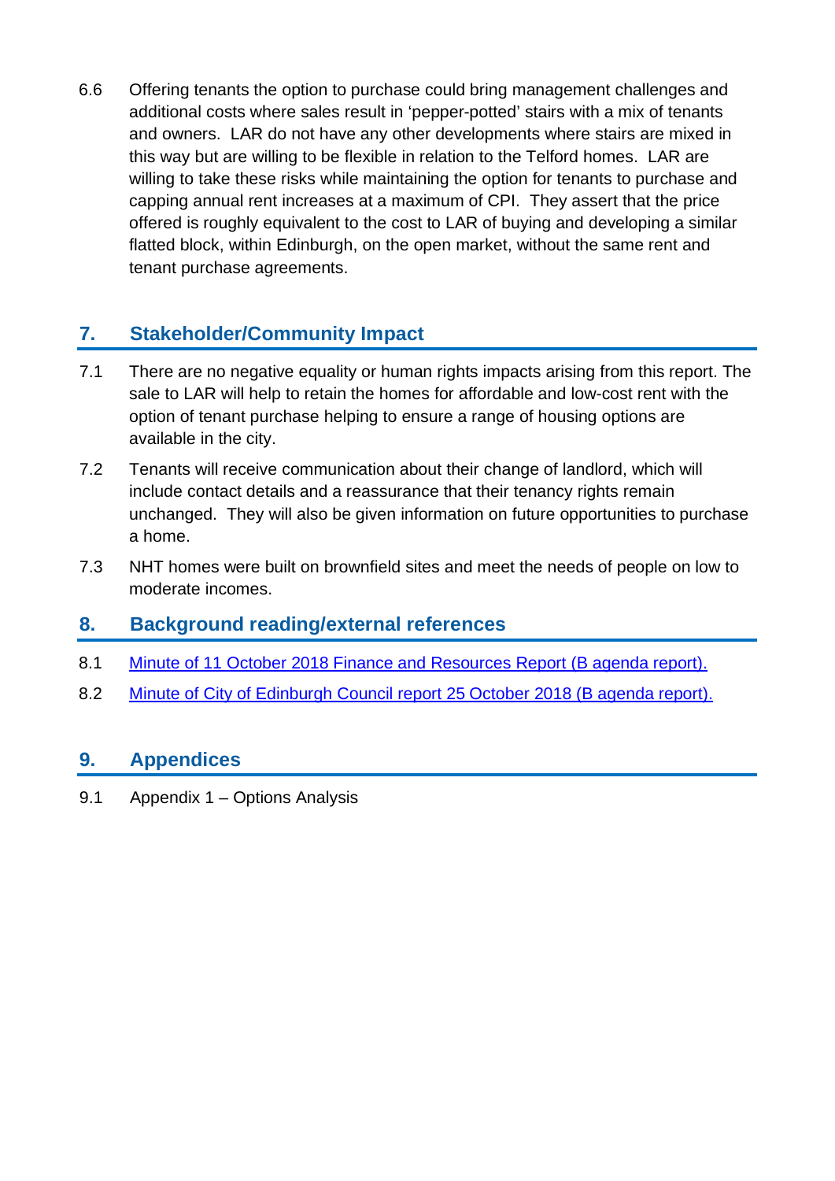6.6 Offering tenants the option to purchase could bring management challenges and additional costs where sales result in 'pepper-potted' stairs with a mix of tenants and owners. LAR do not have any other developments where stairs are mixed in this way but are willing to be flexible in relation to the Telford homes. LAR are willing to take these risks while maintaining the option for tenants to purchase and capping annual rent increases at a maximum of CPI. They assert that the price offered is roughly equivalent to the cost to LAR of buying and developing a similar flatted block, within Edinburgh, on the open market, without the same rent and tenant purchase agreements.

## 7. Stakeholder/Community Impact

7.1 There are no negative equality or human rights impacts arising from this report. The sale to LAR will help to retain the homes for affordable and low-cost rent with the option of tenant purchase helping to ensure a range of housing options are available in the city.

7.2 Tenants will receive communication about their change of landlord, which will include contact details and a reassurance that their tenancy rights remain unchanged. They will also be given information on future opportunities to purchase a home.

7.3 NHT homes were built on brownfield sites and meet the needs of people on low to moderate incomes.

## 8. Background reading/external references

8.1 Minute of 11 October 2018 Finance and Resources Report (B agenda report).

8.2 Minute of City of Edinburgh Council report 25 October 2018 (B agenda report).

## 9. Appendices

9.1 Appendix 1 – Options Analysis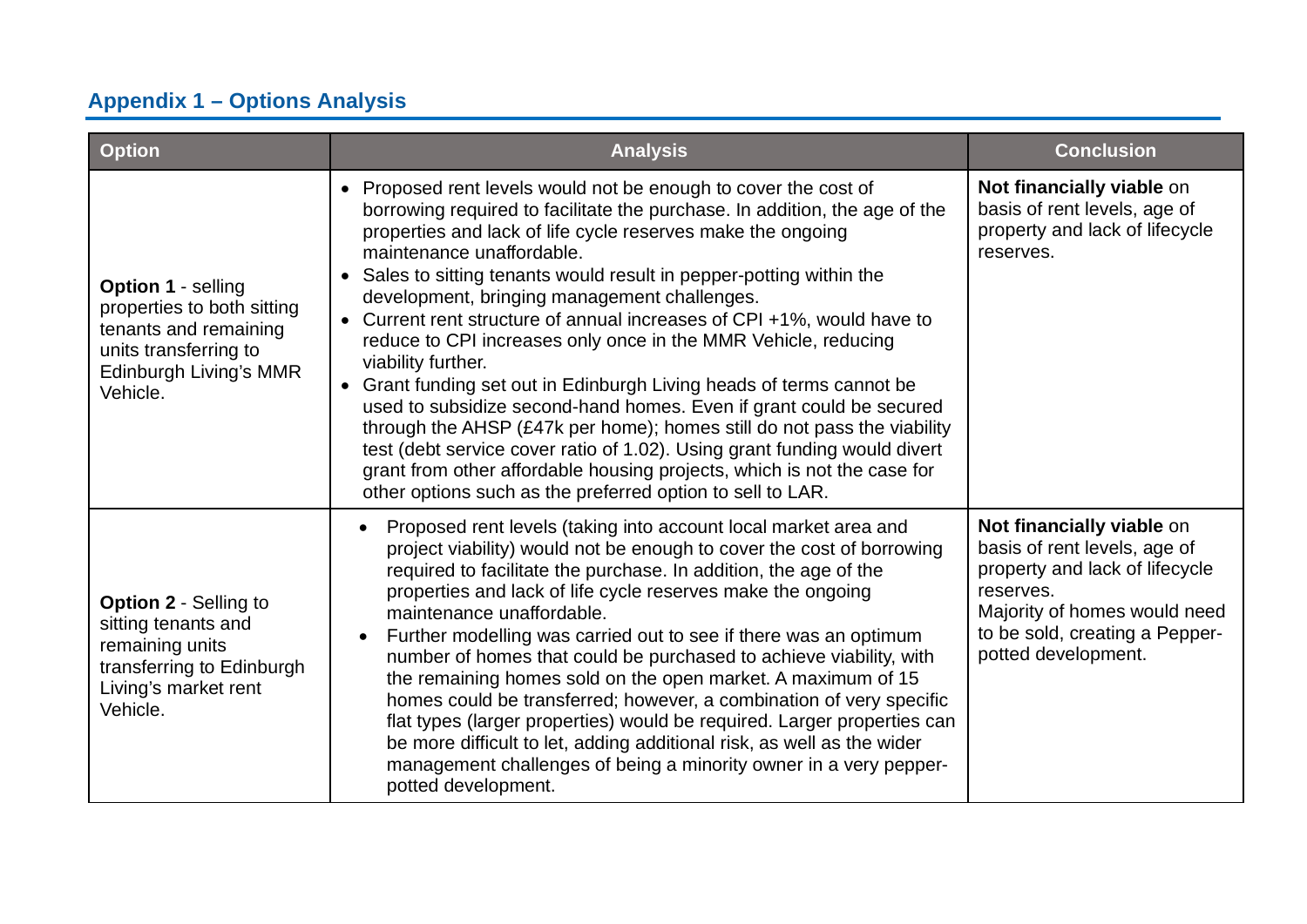## Appendix 1 – Options Analysis

| Option | Analysis | Conclusion |
|---|---|---|
| **Option 1** - selling properties to both sitting tenants and remaining units transferring to Edinburgh Living's MMR Vehicle. | • Proposed rent levels would not be enough to cover the cost of borrowing required to facilitate the purchase. In addition, the age of the properties and lack of life cycle reserves make the ongoing maintenance unaffordable.<br>• Sales to sitting tenants would result in pepper-potting within the development, bringing management challenges.<br>• Current rent structure of annual increases of CPI +1%, would have to reduce to CPI increases only once in the MMR Vehicle, reducing viability further.<br>• Grant funding set out in Edinburgh Living heads of terms cannot be used to subsidize second-hand homes. Even if grant could be secured through the AHSP (£47k per home); homes still do not pass the viability test (debt service cover ratio of 1.02). Using grant funding would divert grant from other affordable housing projects, which is not the case for other options such as the preferred option to sell to LAR. | **Not financially viable** on basis of rent levels, age of property and lack of lifecycle reserves. |
| **Option 2** - Selling to sitting tenants and remaining units transferring to Edinburgh Living's market rent Vehicle. | • Proposed rent levels (taking into account local market area and project viability) would not be enough to cover the cost of borrowing required to facilitate the purchase. In addition, the age of the properties and lack of life cycle reserves make the ongoing maintenance unaffordable.<br>• Further modelling was carried out to see if there was an optimum number of homes that could be purchased to achieve viability, with the remaining homes sold on the open market. A maximum of 15 homes could be transferred; however, a combination of very specific flat types (larger properties) would be required. Larger properties can be more difficult to let, adding additional risk, as well as the wider management challenges of being a minority owner in a very pepper-potted development. | **Not financially viable** on basis of rent levels, age of property and lack of lifecycle reserves.<br>Majority of homes would need to be sold, creating a Pepper-potted development. |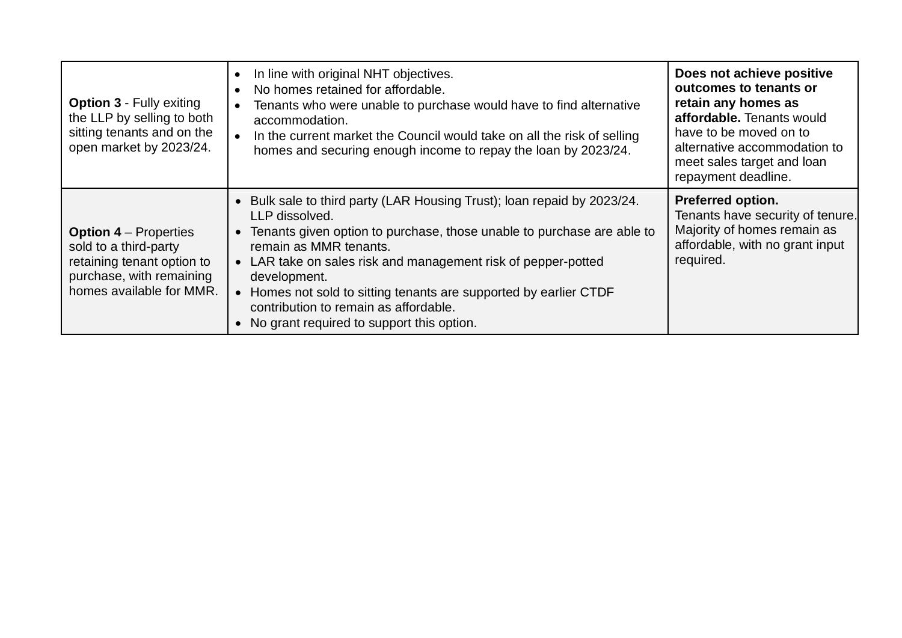| | | |
|---|---|---|
| **Option 3** - Fully exiting the LLP by selling to both sitting tenants and on the open market by 2023/24. | <ul><li>In line with original NHT objectives.</li><li>No homes retained for affordable.</li><li>Tenants who were unable to purchase would have to find alternative accommodation.</li><li>In the current market the Council would take on all the risk of selling homes and securing enough income to repay the loan by 2023/24.</li></ul> | **Does not achieve positive outcomes to tenants or retain any homes as affordable.** Tenants would have to be moved on to alternative accommodation to meet sales target and loan repayment deadline. |
| **Option 4** – Properties sold to a third-party retaining tenant option to purchase, with remaining homes available for MMR. | <ul><li>Bulk sale to third party (LAR Housing Trust); loan repaid by 2023/24. LLP dissolved.</li><li>Tenants given option to purchase, those unable to purchase are able to remain as MMR tenants.</li><li>LAR take on sales risk and management risk of pepper-potted development.</li><li>Homes not sold to sitting tenants are supported by earlier CTDF contribution to remain as affordable.</li><li>No grant required to support this option.</li></ul> | **Preferred option.** Tenants have security of tenure. Majority of homes remain as affordable, with no grant input required. |